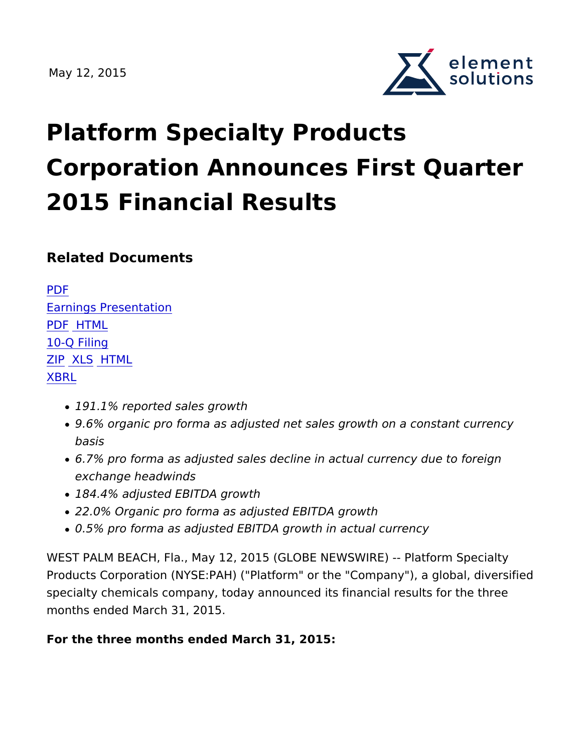May 12, 2015

# Platform Specialty Products Corporation Announces First Quarter 2015 Financial Results

## Related Documents

[PDF](#)
[Earnings Presentation](#)
[PDF](#) [HTML](#)
[10-Q Filing](#)
[ZIP](#) [XLS](#) [HTML](#)
[XBRL](#)

- *191.1% reported sales growth*
- *9.6% organic pro forma as adjusted net sales growth on a constant currency basis*
- *6.7% pro forma as adjusted sales decline in actual currency due to foreign exchange headwinds*
- *184.4% adjusted EBITDA growth*
- *22.0% Organic pro forma as adjusted EBITDA growth*
- *0.5% pro forma as adjusted EBITDA growth in actual currency*

WEST PALM BEACH, Fla., May 12, 2015 (GLOBE NEWSWIRE) -- Platform Specialty Products Corporation (NYSE:PAH) ("Platform" or the "Company"), a global, diversified specialty chemicals company, today announced its financial results for the three months ended March 31, 2015.

**For the three months ended March 31, 2015:**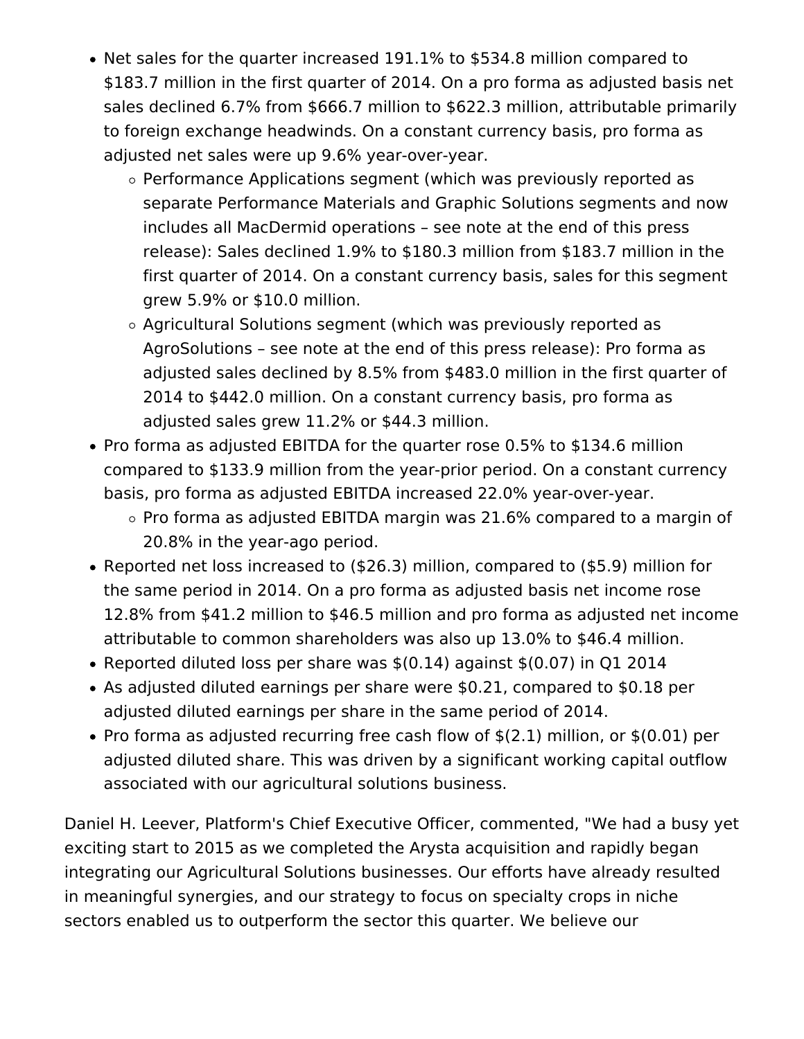- Net sales for the quarter increased 191.1% to $534.8 million compared to $183.7 million in the first quarter of 2014. On a pro forma as adjusted basis net sales declined 6.7% from $666.7 million to $622.3 million, attributable primarily to foreign exchange headwinds. On a constant currency basis, pro forma as adjusted net sales were up 9.6% year-over-year.
  - Performance Applications segment (which was previously reported as separate Performance Materials and Graphic Solutions segments and now includes all MacDermid operations – see note at the end of this press release): Sales declined 1.9% to $180.3 million from $183.7 million in the first quarter of 2014. On a constant currency basis, sales for this segment grew 5.9% or $10.0 million.
  - Agricultural Solutions segment (which was previously reported as AgroSolutions – see note at the end of this press release): Pro forma as adjusted sales declined by 8.5% from $483.0 million in the first quarter of 2014 to $442.0 million. On a constant currency basis, pro forma as adjusted sales grew 11.2% or $44.3 million.
- Pro forma as adjusted EBITDA for the quarter rose 0.5% to $134.6 million compared to $133.9 million from the year-prior period. On a constant currency basis, pro forma as adjusted EBITDA increased 22.0% year-over-year.
  - Pro forma as adjusted EBITDA margin was 21.6% compared to a margin of 20.8% in the year-ago period.
- Reported net loss increased to ($26.3) million, compared to ($5.9) million for the same period in 2014. On a pro forma as adjusted basis net income rose 12.8% from $41.2 million to $46.5 million and pro forma as adjusted net income attributable to common shareholders was also up 13.0% to $46.4 million.
- Reported diluted loss per share was $(0.14) against $(0.07) in Q1 2014
- As adjusted diluted earnings per share were $0.21, compared to $0.18 per adjusted diluted earnings per share in the same period of 2014.
- Pro forma as adjusted recurring free cash flow of $(2.1) million, or $(0.01) per adjusted diluted share. This was driven by a significant working capital outflow associated with our agricultural solutions business.

Daniel H. Leever, Platform's Chief Executive Officer, commented, "We had a busy yet exciting start to 2015 as we completed the Arysta acquisition and rapidly began integrating our Agricultural Solutions businesses. Our efforts have already resulted in meaningful synergies, and our strategy to focus on specialty crops in niche sectors enabled us to outperform the sector this quarter. We believe our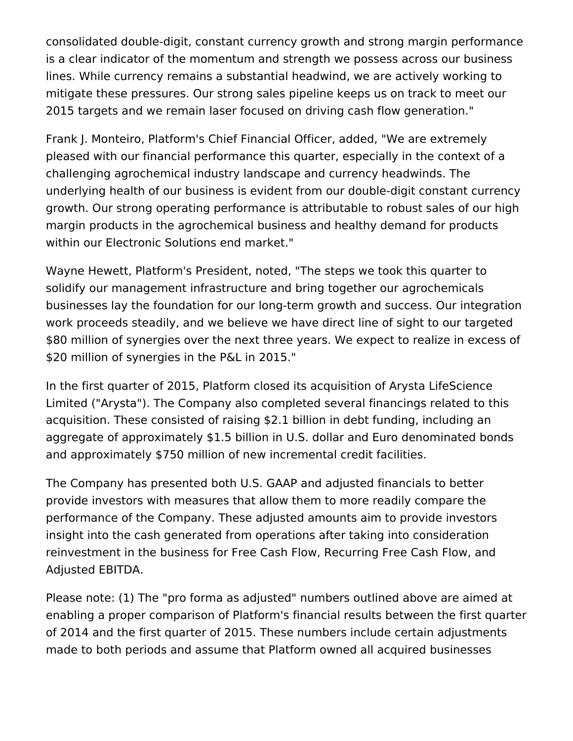consolidated double-digit, constant currency growth and strong margin performance is a clear indicator of the momentum and strength we possess across our business lines. While currency remains a substantial headwind, we are actively working to mitigate these pressures. Our strong sales pipeline keeps us on track to meet our 2015 targets and we remain laser focused on driving cash flow generation."

Frank J. Monteiro, Platform's Chief Financial Officer, added, "We are extremely pleased with our financial performance this quarter, especially in the context of a challenging agrochemical industry landscape and currency headwinds. The underlying health of our business is evident from our double-digit constant currency growth. Our strong operating performance is attributable to robust sales of our high margin products in the agrochemical business and healthy demand for products within our Electronic Solutions end market."

Wayne Hewett, Platform's President, noted, "The steps we took this quarter to solidify our management infrastructure and bring together our agrochemicals businesses lay the foundation for our long-term growth and success. Our integration work proceeds steadily, and we believe we have direct line of sight to our targeted $80 million of synergies over the next three years. We expect to realize in excess of $20 million of synergies in the P&L in 2015."

In the first quarter of 2015, Platform closed its acquisition of Arysta LifeScience Limited ("Arysta"). The Company also completed several financings related to this acquisition. These consisted of raising $2.1 billion in debt funding, including an aggregate of approximately $1.5 billion in U.S. dollar and Euro denominated bonds and approximately $750 million of new incremental credit facilities.

The Company has presented both U.S. GAAP and adjusted financials to better provide investors with measures that allow them to more readily compare the performance of the Company. These adjusted amounts aim to provide investors insight into the cash generated from operations after taking into consideration reinvestment in the business for Free Cash Flow, Recurring Free Cash Flow, and Adjusted EBITDA.

Please note: (1) The "pro forma as adjusted" numbers outlined above are aimed at enabling a proper comparison of Platform's financial results between the first quarter of 2014 and the first quarter of 2015. These numbers include certain adjustments made to both periods and assume that Platform owned all acquired businesses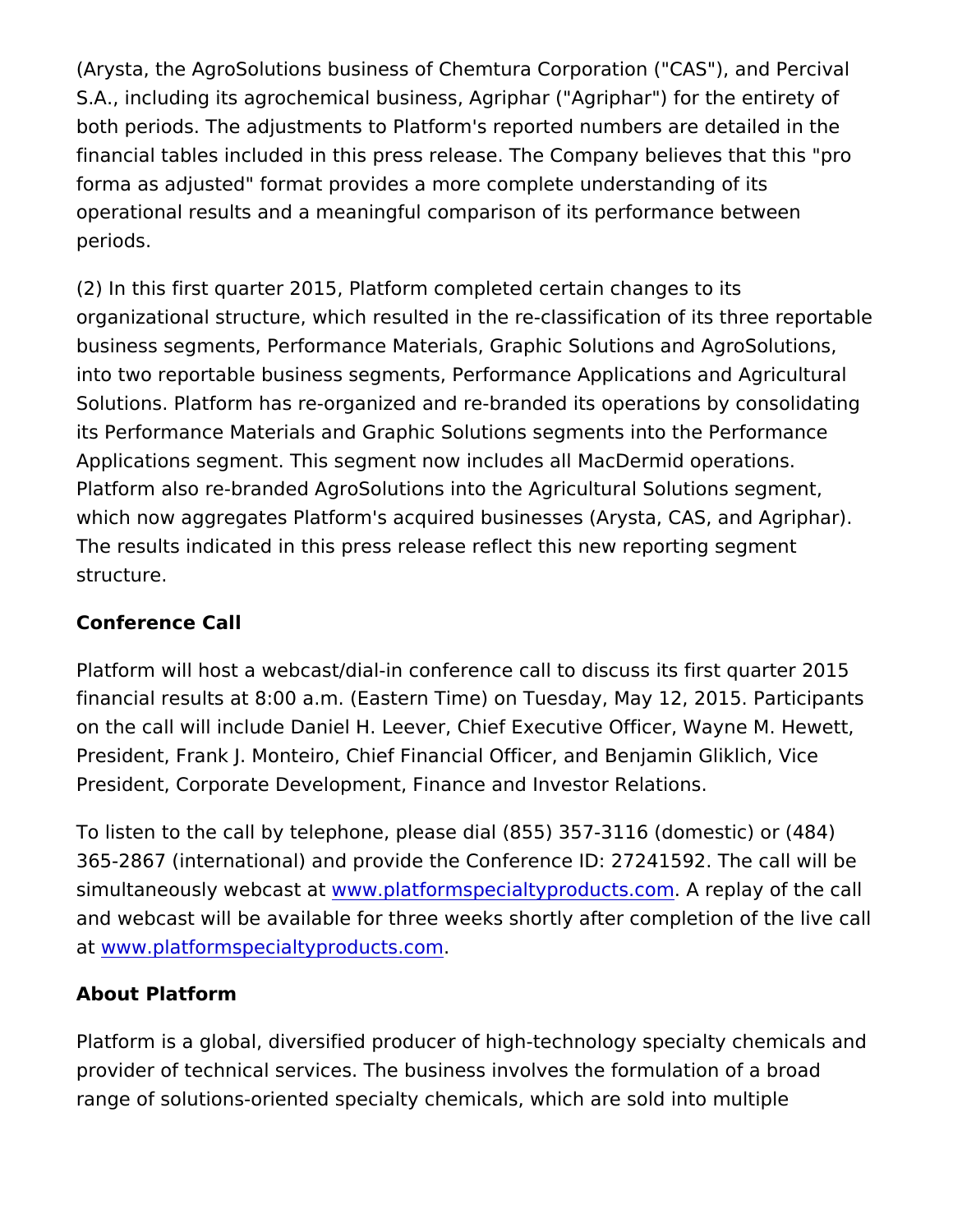(Arysta, the AgroSolutions business of Chemtura Corporation ("CAS"), and Percival S.A., including its agrochemical business, Agriphar ("Agriphar") for the entirety of both periods. The adjustments to Platform's reported numbers are detailed in the financial tables included in this press release. The Company believes that this "pro forma as adjusted" format provides a more complete understanding of its operational results and a meaningful comparison of its performance between periods.

(2) In this first quarter 2015, Platform completed certain changes to its organizational structure, which resulted in the re-classification of its three reportable business segments, Performance Materials, Graphic Solutions and AgroSolutions, into two reportable business segments, Performance Applications and Agricultural Solutions. Platform has re-organized and re-branded its operations by consolidating its Performance Materials and Graphic Solutions segments into the Performance Applications segment. This segment now includes all MacDermid operations. Platform also re-branded AgroSolutions into the Agricultural Solutions segment, which now aggregates Platform's acquired businesses (Arysta, CAS, and Agriphar). The results indicated in this press release reflect this new reporting segment structure.

**Conference Call**

Platform will host a webcast/dial-in conference call to discuss its first quarter 2015 financial results at 8:00 a.m. (Eastern Time) on Tuesday, May 12, 2015. Participants on the call will include Daniel H. Leever, Chief Executive Officer, Wayne M. Hewett, President, Frank J. Monteiro, Chief Financial Officer, and Benjamin Gliklich, Vice President, Corporate Development, Finance and Investor Relations.

To listen to the call by telephone, please dial (855) 357-3116 (domestic) or (484) 365-2867 (international) and provide the Conference ID: 27241592. The call will be simultaneously webcast at www.platformspecialtyproducts.com. A replay of the call and webcast will be available for three weeks shortly after completion of the live call at www.platformspecialtyproducts.com.

**About Platform**

Platform is a global, diversified producer of high-technology specialty chemicals and provider of technical services. The business involves the formulation of a broad range of solutions-oriented specialty chemicals, which are sold into multiple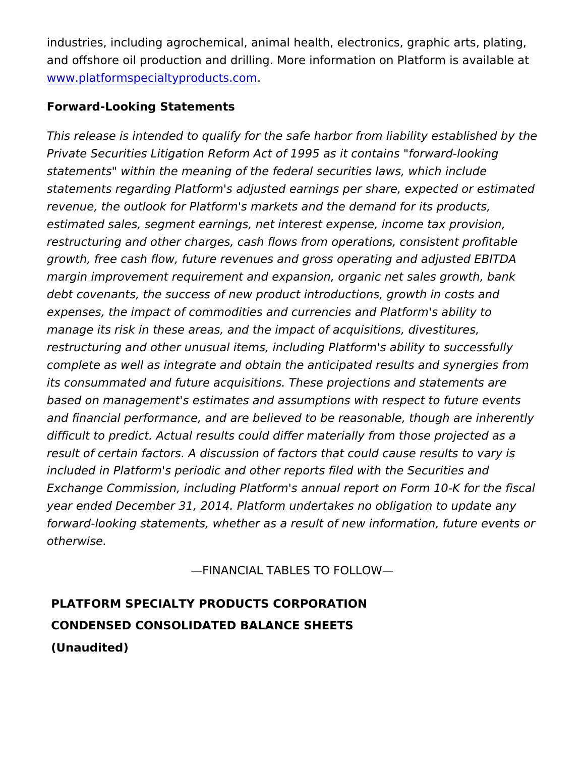industries, including agrochemical, animal health, electronics, graphic arts, plating, and offshore oil production and drilling. More information on Platform is available at [www.platformspecialtyproducts.com](http://www.platformspecialtyproducts.com).

**Forward-Looking Statements**

*This release is intended to qualify for the safe harbor from liability established by the Private Securities Litigation Reform Act of 1995 as it contains "forward-looking statements" within the meaning of the federal securities laws, which include statements regarding Platform's adjusted earnings per share, expected or estimated revenue, the outlook for Platform's markets and the demand for its products, estimated sales, segment earnings, net interest expense, income tax provision, restructuring and other charges, cash flows from operations, consistent profitable growth, free cash flow, future revenues and gross operating and adjusted EBITDA margin improvement requirement and expansion, organic net sales growth, bank debt covenants, the success of new product introductions, growth in costs and expenses, the impact of commodities and currencies and Platform's ability to manage its risk in these areas, and the impact of acquisitions, divestitures, restructuring and other unusual items, including Platform's ability to successfully complete as well as integrate and obtain the anticipated results and synergies from its consummated and future acquisitions. These projections and statements are based on management's estimates and assumptions with respect to future events and financial performance, and are believed to be reasonable, though are inherently difficult to predict. Actual results could differ materially from those projected as a result of certain factors. A discussion of factors that could cause results to vary is included in Platform's periodic and other reports filed with the Securities and Exchange Commission, including Platform's annual report on Form 10-K for the fiscal year ended December 31, 2014. Platform undertakes no obligation to update any forward-looking statements, whether as a result of new information, future events or otherwise.*

—FINANCIAL TABLES TO FOLLOW—

**PLATFORM SPECIALTY PRODUCTS CORPORATION**

**CONDENSED CONSOLIDATED BALANCE SHEETS**

**(Unaudited)**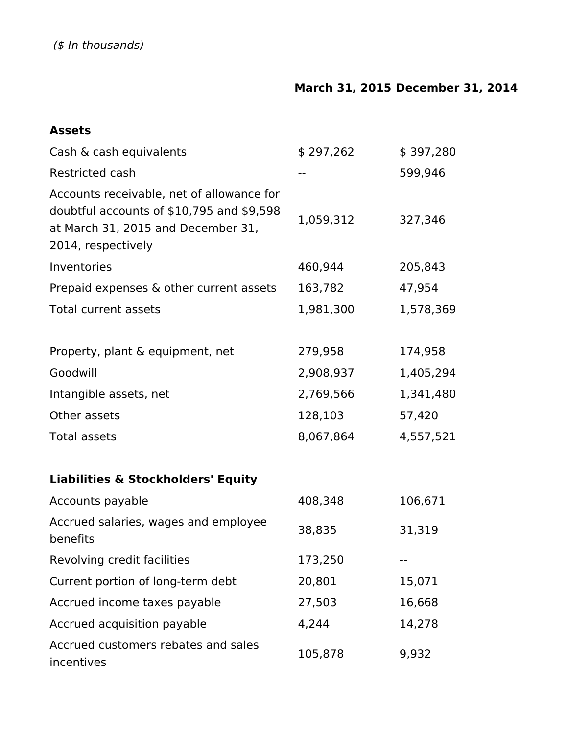*($ In thousands)*

| | March 31, 2015 | December 31, 2014 |
|---|---|---|
| **Assets** | | |
| Cash & cash equivalents | $ 297,262 | $ 397,280 |
| Restricted cash | -- | 599,946 |
| Accounts receivable, net of allowance for doubtful accounts of $10,795 and $9,598 at March 31, 2015 and December 31, 2014, respectively | 1,059,312 | 327,346 |
| Inventories | 460,944 | 205,843 |
| Prepaid expenses & other current assets | 163,782 | 47,954 |
| Total current assets | 1,981,300 | 1,578,369 |
| | | |
| Property, plant & equipment, net | 279,958 | 174,958 |
| Goodwill | 2,908,937 | 1,405,294 |
| Intangible assets, net | 2,769,566 | 1,341,480 |
| Other assets | 128,103 | 57,420 |
| Total assets | 8,067,864 | 4,557,521 |
| | | |
| **Liabilities & Stockholders' Equity** | | |
| Accounts payable | 408,348 | 106,671 |
| Accrued salaries, wages and employee benefits | 38,835 | 31,319 |
| Revolving credit facilities | 173,250 | -- |
| Current portion of long-term debt | 20,801 | 15,071 |
| Accrued income taxes payable | 27,503 | 16,668 |
| Accrued acquisition payable | 4,244 | 14,278 |
| Accrued customers rebates and sales incentives | 105,878 | 9,932 |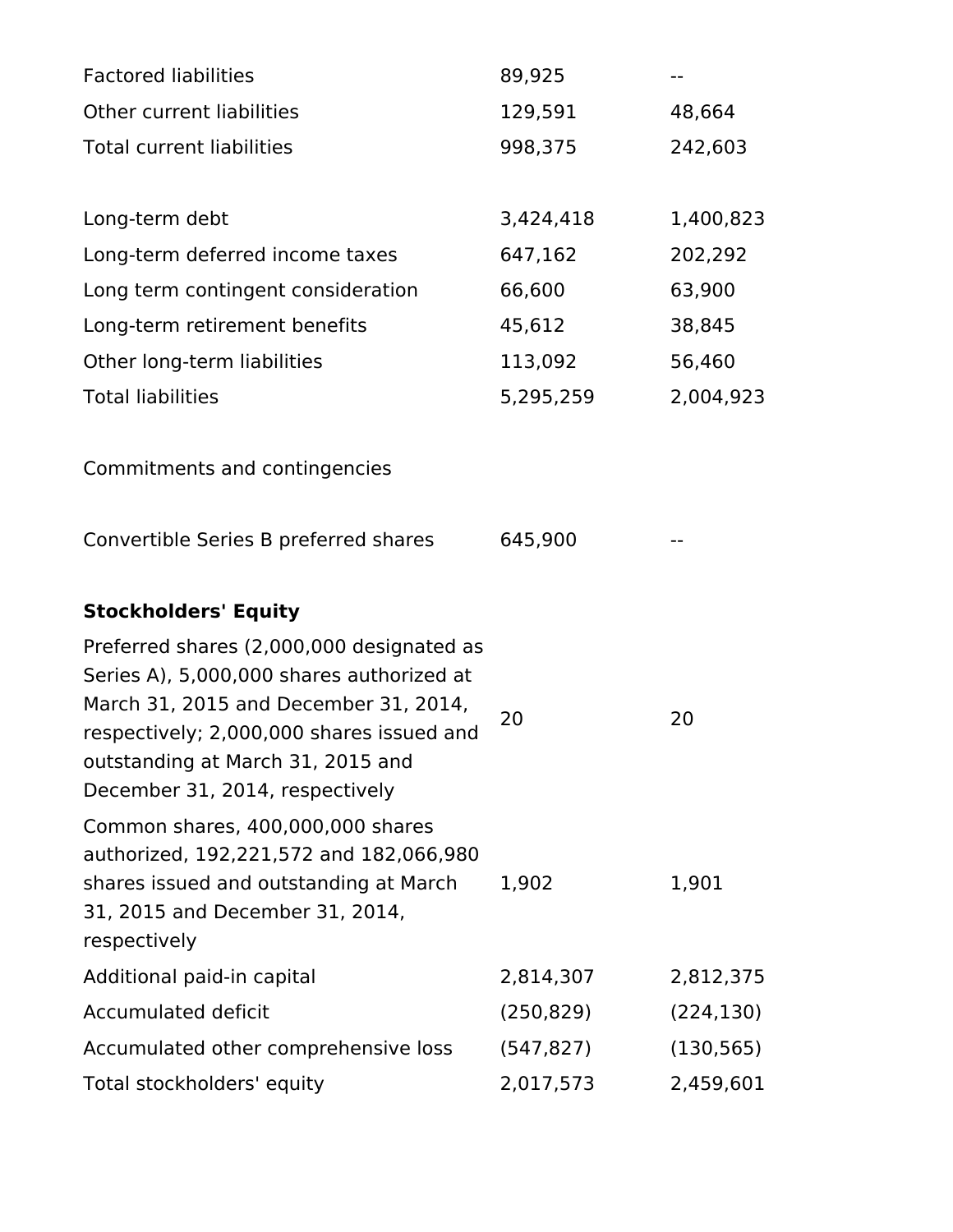| | | |
|---|---|---|
| Factored liabilities | 89,925 | -- |
| Other current liabilities | 129,591 | 48,664 |
| Total current liabilities | 998,375 | 242,603 |
| | | |
| Long-term debt | 3,424,418 | 1,400,823 |
| Long-term deferred income taxes | 647,162 | 202,292 |
| Long term contingent consideration | 66,600 | 63,900 |
| Long-term retirement benefits | 45,612 | 38,845 |
| Other long-term liabilities | 113,092 | 56,460 |
| Total liabilities | 5,295,259 | 2,004,923 |
| | | |
| Commitments and contingencies | | |
| | | |
| Convertible Series B preferred shares | 645,900 | -- |
| | | |
| **Stockholders' Equity** | | |
| Preferred shares (2,000,000 designated as Series A), 5,000,000 shares authorized at March 31, 2015 and December 31, 2014, respectively; 2,000,000 shares issued and outstanding at March 31, 2015 and December 31, 2014, respectively | 20 | 20 |
| Common shares, 400,000,000 shares authorized, 192,221,572 and 182,066,980 shares issued and outstanding at March 31, 2015 and December 31, 2014, respectively | 1,902 | 1,901 |
| Additional paid-in capital | 2,814,307 | 2,812,375 |
| Accumulated deficit | (250,829) | (224,130) |
| Accumulated other comprehensive loss | (547,827) | (130,565) |
| Total stockholders' equity | 2,017,573 | 2,459,601 |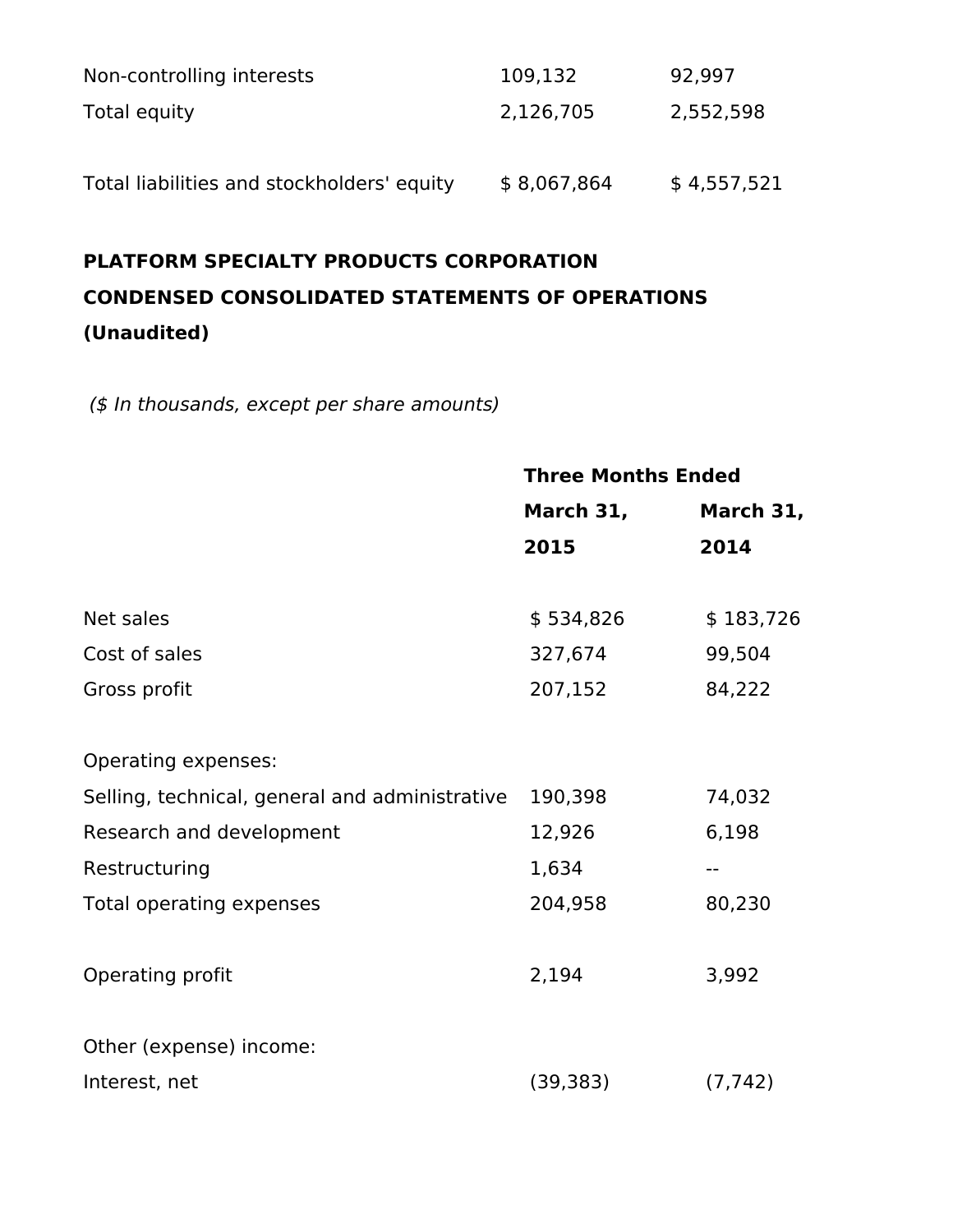| | | |
|---|---|---|
| Non-controlling interests | 109,132 | 92,997 |
| Total equity | 2,126,705 | 2,552,598 |
| | | |
| Total liabilities and stockholders' equity | $ 8,067,864 | $ 4,557,521 |

**PLATFORM SPECIALTY PRODUCTS CORPORATION**

**CONDENSED CONSOLIDATED STATEMENTS OF OPERATIONS**

**(Unaudited)**

*($ In thousands, except per share amounts)*

| | **Three Months Ended** | |
|---|---|---|
| | **March 31, 2015** | **March 31, 2014** |
| | | |
| Net sales | $ 534,826 | $ 183,726 |
| Cost of sales | 327,674 | 99,504 |
| Gross profit | 207,152 | 84,222 |
| | | |
| Operating expenses: | | |
| Selling, technical, general and administrative | 190,398 | 74,032 |
| Research and development | 12,926 | 6,198 |
| Restructuring | 1,634 | -- |
| Total operating expenses | 204,958 | 80,230 |
| | | |
| Operating profit | 2,194 | 3,992 |
| | | |
| Other (expense) income: | | |
| Interest, net | (39,383) | (7,742) |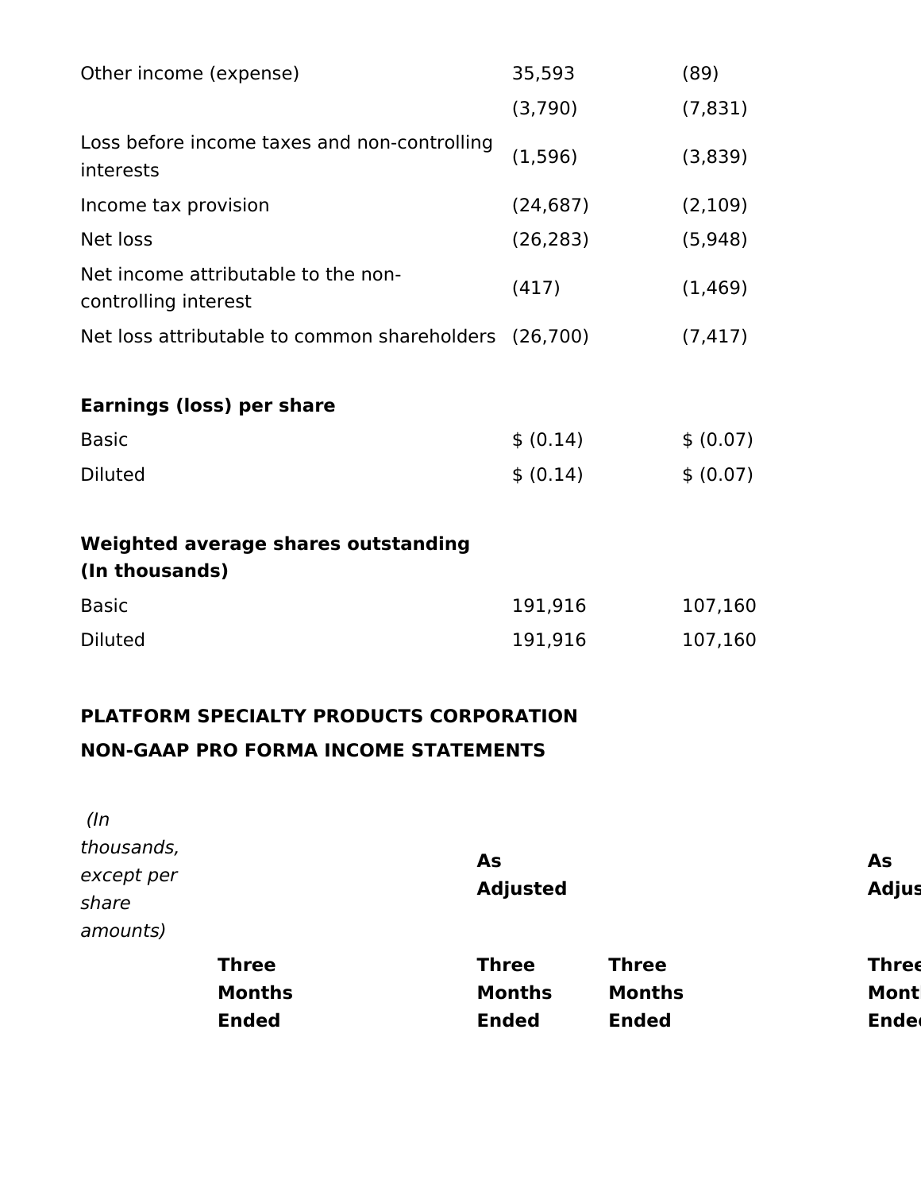| | | |
|---|---|---|
| Other income (expense) | 35,593 | (89) |
| | (3,790) | (7,831) |
| Loss before income taxes and non-controlling interests | (1,596) | (3,839) |
| Income tax provision | (24,687) | (2,109) |
| Net loss | (26,283) | (5,948) |
| Net income attributable to the non-controlling interest | (417) | (1,469) |
| Net loss attributable to common shareholders | (26,700) | (7,417) |
| | | |
| **Earnings (loss) per share** | | |
| Basic | $ (0.14) | $ (0.07) |
| Diluted | $ (0.14) | $ (0.07) |
| | | |
| **Weighted average shares outstanding (In thousands)** | | |
| Basic | 191,916 | 107,160 |
| Diluted | 191,916 | 107,160 |

**PLATFORM SPECIALTY PRODUCTS CORPORATION**

**NON-GAAP PRO FORMA INCOME STATEMENTS**

| *(In thousands, except per share amounts)* | | | | | |
|---|---|---|---|---|---|
| | | | **As Adjusted** | | **As Adjus** |
| | **Three Months Ended** | | **Three Months Ended** | **Three Months Ended** | **Three Mont Ende** |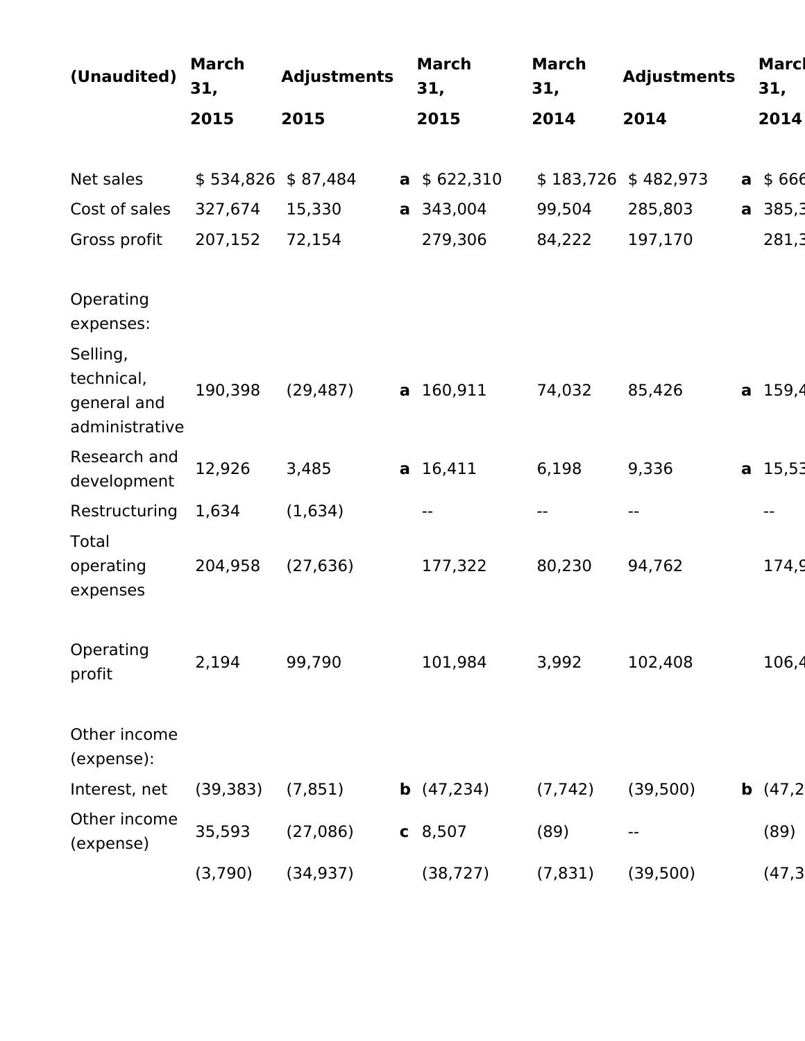| (Unaudited) | March 31, 2015 | Adjustments 2015 | | March 31, 2015 | March 31, 2014 | Adjustments 2014 | | March 31, 2014 |
|---|---|---|---|---|---|---|---|---|
| Net sales | $ 534,826 | $ 87,484 | **a** | $ 622,310 | $ 183,726 | $ 482,973 | **a** | $ 666 |
| Cost of sales | 327,674 | 15,330 | **a** | 343,004 | 99,504 | 285,803 | **a** | 385,3 |
| Gross profit | 207,152 | 72,154 | | 279,306 | 84,222 | 197,170 | | 281,3 |
| | | | | | | | | |
| Operating expenses: | | | | | | | | |
| Selling, technical, general and administrative | 190,398 | (29,487) | **a** | 160,911 | 74,032 | 85,426 | **a** | 159,4 |
| Research and development | 12,926 | 3,485 | **a** | 16,411 | 6,198 | 9,336 | **a** | 15,53 |
| Restructuring | 1,634 | (1,634) | | -- | -- | -- | | -- |
| Total operating expenses | 204,958 | (27,636) | | 177,322 | 80,230 | 94,762 | | 174,9 |
| | | | | | | | | |
| Operating profit | 2,194 | 99,790 | | 101,984 | 3,992 | 102,408 | | 106,4 |
| | | | | | | | | |
| Other income (expense): | | | | | | | | |
| Interest, net | (39,383) | (7,851) | **b** | (47,234) | (7,742) | (39,500) | **b** | (47,2 |
| Other income (expense) | 35,593 | (27,086) | **c** | 8,507 | (89) | -- | | (89) |
| | (3,790) | (34,937) | | (38,727) | (7,831) | (39,500) | | (47,3 |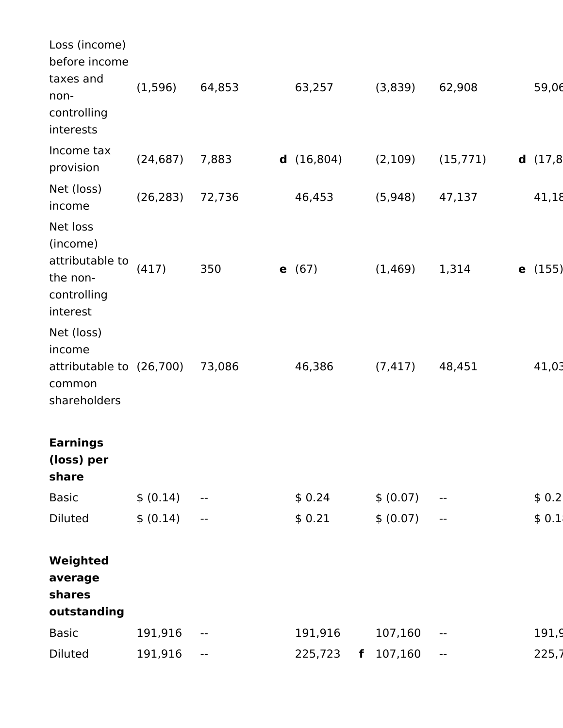| | | | | | | | | |
|---|---|---|---|---|---|---|---|---|
| Loss (income) before income taxes and non-controlling interests | (1,596) | 64,853 | | 63,257 | | (3,839) | 62,908 | | 59,06 |
| Income tax provision | (24,687) | 7,883 | **d** | (16,804) | | (2,109) | (15,771) | **d** | (17,8 |
| Net (loss) income | (26,283) | 72,736 | | 46,453 | | (5,948) | 47,137 | | 41,18 |
| Net loss (income) attributable to the non-controlling interest | (417) | 350 | **e** | (67) | | (1,469) | 1,314 | **e** | (155) |
| Net (loss) income attributable to common shareholders | (26,700) | 73,086 | | 46,386 | | (7,417) | 48,451 | | 41,03 |
| | | | | | | | | | |
| **Earnings (loss) per share** | | | | | | | | | |
| Basic | $ (0.14) | -- | | $ 0.24 | | $ (0.07) | -- | | $ 0.2 |
| Diluted | $ (0.14) | -- | | $ 0.21 | | $ (0.07) | -- | | $ 0.1 |
| | | | | | | | | | |
| **Weighted average shares outstanding** | | | | | | | | | |
| Basic | 191,916 | -- | | 191,916 | | 107,160 | -- | | 191,9 |
| Diluted | 191,916 | -- | | 225,723 | **f** | 107,160 | -- | | 225,7 |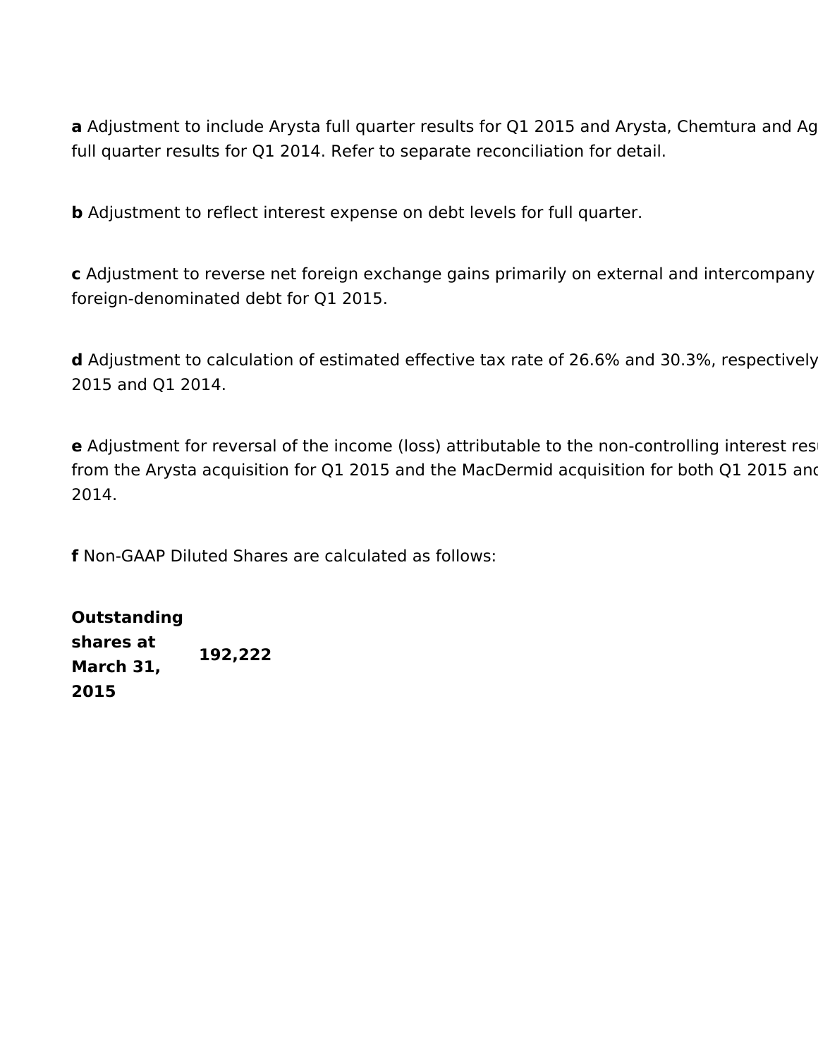**a** Adjustment to include Arysta full quarter results for Q1 2015 and Arysta, Chemtura and Ag full quarter results for Q1 2014. Refer to separate reconciliation for detail.

**b** Adjustment to reflect interest expense on debt levels for full quarter.

**c** Adjustment to reverse net foreign exchange gains primarily on external and intercompany foreign-denominated debt for Q1 2015.

**d** Adjustment to calculation of estimated effective tax rate of 26.6% and 30.3%, respectively 2015 and Q1 2014.

**e** Adjustment for reversal of the income (loss) attributable to the non-controlling interest resu from the Arysta acquisition for Q1 2015 and the MacDermid acquisition for both Q1 2015 and 2014.

**f** Non-GAAP Diluted Shares are calculated as follows:

| | |
|---|---|
| **Outstanding shares at March 31, 2015** | **192,222** |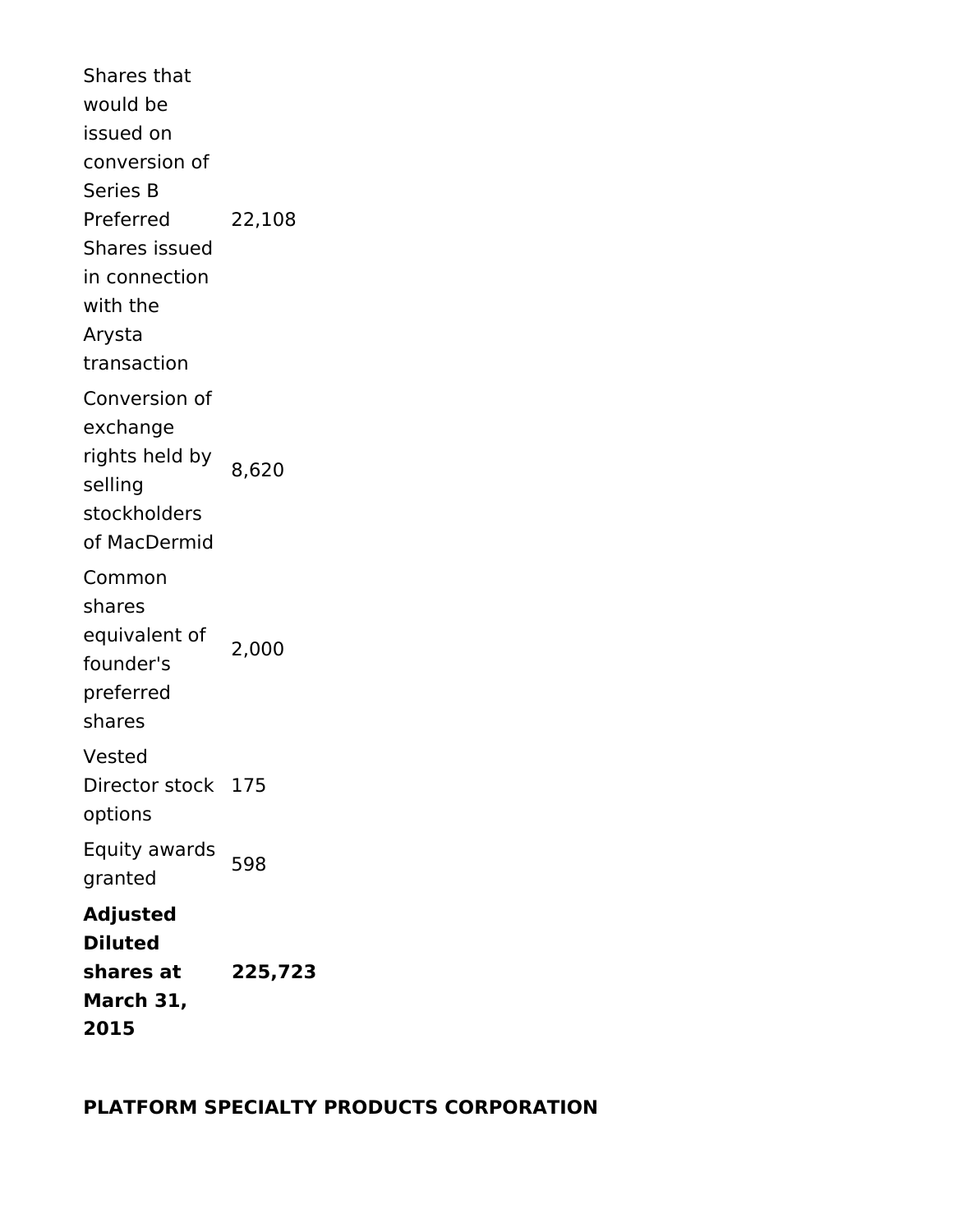| | |
|---|---|
| Shares that would be issued on conversion of Series B Preferred Shares issued in connection with the Arysta transaction | 22,108 |
| Conversion of exchange rights held by selling stockholders of MacDermid | 8,620 |
| Common shares equivalent of founder's preferred shares | 2,000 |
| Vested Director stock options | 175 |
| Equity awards granted | 598 |
| **Adjusted Diluted shares at March 31, 2015** | **225,723** |

**PLATFORM SPECIALTY PRODUCTS CORPORATION**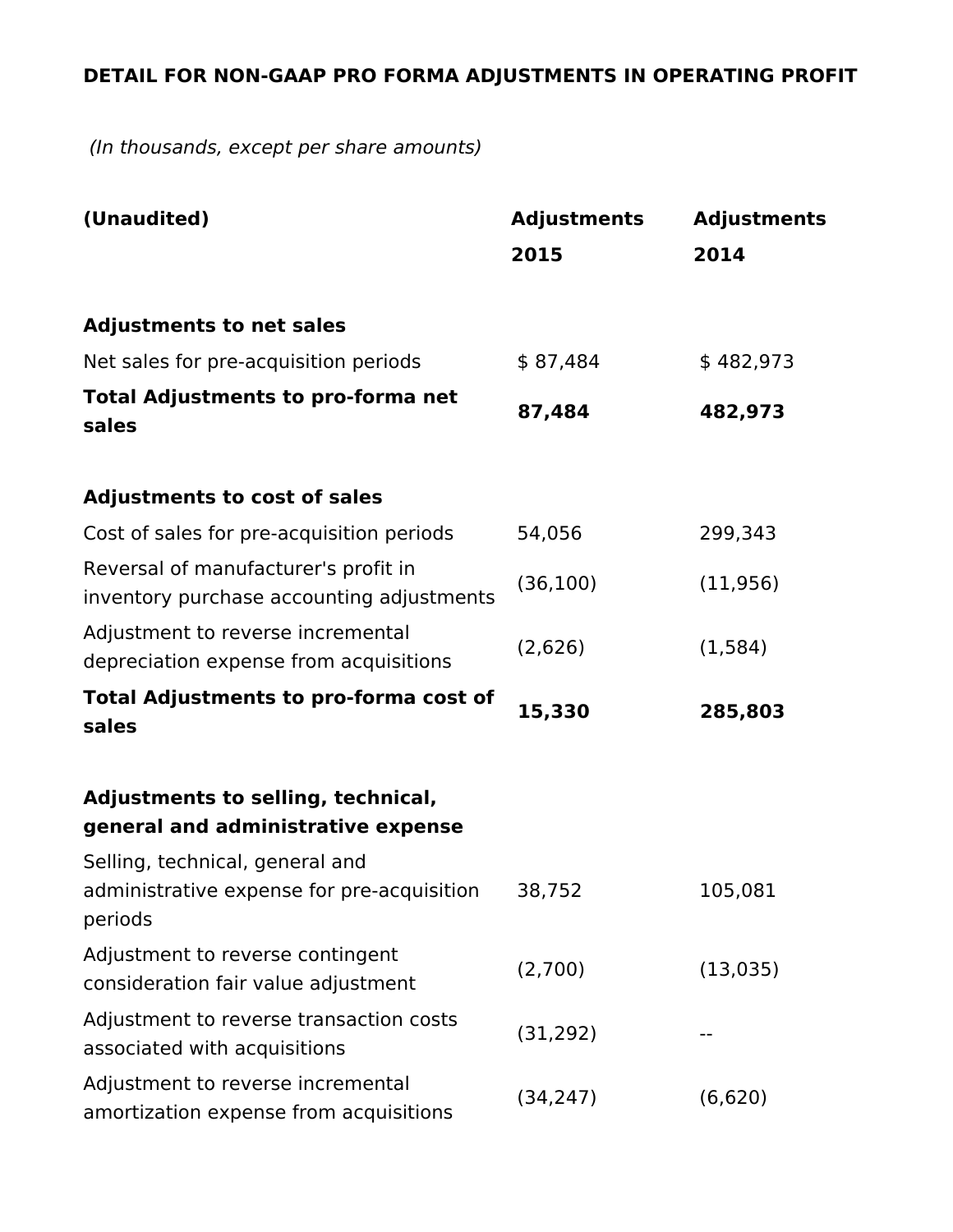**DETAIL FOR NON-GAAP PRO FORMA ADJUSTMENTS IN OPERATING PROFIT**

*(In thousands, except per share amounts)*

| **(Unaudited)** | **Adjustments 2015** | **Adjustments 2014** |
|---|---|---|
| **Adjustments to net sales** | | |
| Net sales for pre-acquisition periods | $ 87,484 | $ 482,973 |
| **Total Adjustments to pro-forma net sales** | **87,484** | **482,973** |
| | | |
| **Adjustments to cost of sales** | | |
| Cost of sales for pre-acquisition periods | 54,056 | 299,343 |
| Reversal of manufacturer's profit in inventory purchase accounting adjustments | (36,100) | (11,956) |
| Adjustment to reverse incremental depreciation expense from acquisitions | (2,626) | (1,584) |
| **Total Adjustments to pro-forma cost of sales** | **15,330** | **285,803** |
| | | |
| **Adjustments to selling, technical, general and administrative expense** | | |
| Selling, technical, general and administrative expense for pre-acquisition periods | 38,752 | 105,081 |
| Adjustment to reverse contingent consideration fair value adjustment | (2,700) | (13,035) |
| Adjustment to reverse transaction costs associated with acquisitions | (31,292) | -- |
| Adjustment to reverse incremental amortization expense from acquisitions | (34,247) | (6,620) |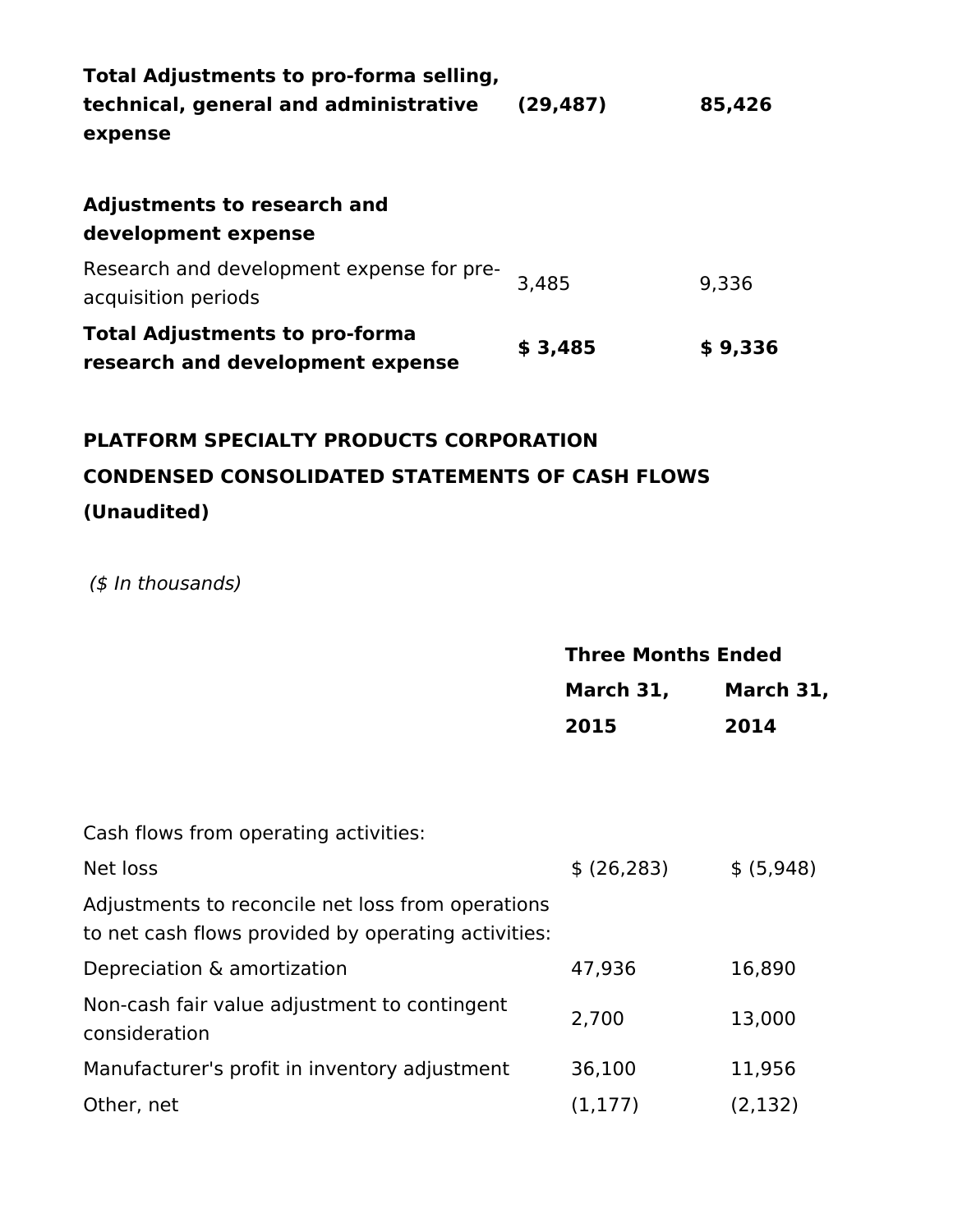| | | |
|---|---|---|
| **Total Adjustments to pro-forma selling, technical, general and administrative expense** | **(29,487)** | **85,426** |
| | | |
| **Adjustments to research and development expense** | | |
| Research and development expense for pre-acquisition periods | 3,485 | 9,336 |
| **Total Adjustments to pro-forma research and development expense** | **$ 3,485** | **$ 9,336** |

**PLATFORM SPECIALTY PRODUCTS CORPORATION**

**CONDENSED CONSOLIDATED STATEMENTS OF CASH FLOWS**

**(Unaudited)**

*($ In thousands)*

| | **Three Months Ended** | |
|---|---|---|
| | **March 31, 2015** | **March 31, 2014** |
| | | |
| Cash flows from operating activities: | | |
| Net loss | $ (26,283) | $ (5,948) |
| Adjustments to reconcile net loss from operations to net cash flows provided by operating activities: | | |
| Depreciation & amortization | 47,936 | 16,890 |
| Non-cash fair value adjustment to contingent consideration | 2,700 | 13,000 |
| Manufacturer's profit in inventory adjustment | 36,100 | 11,956 |
| Other, net | (1,177) | (2,132) |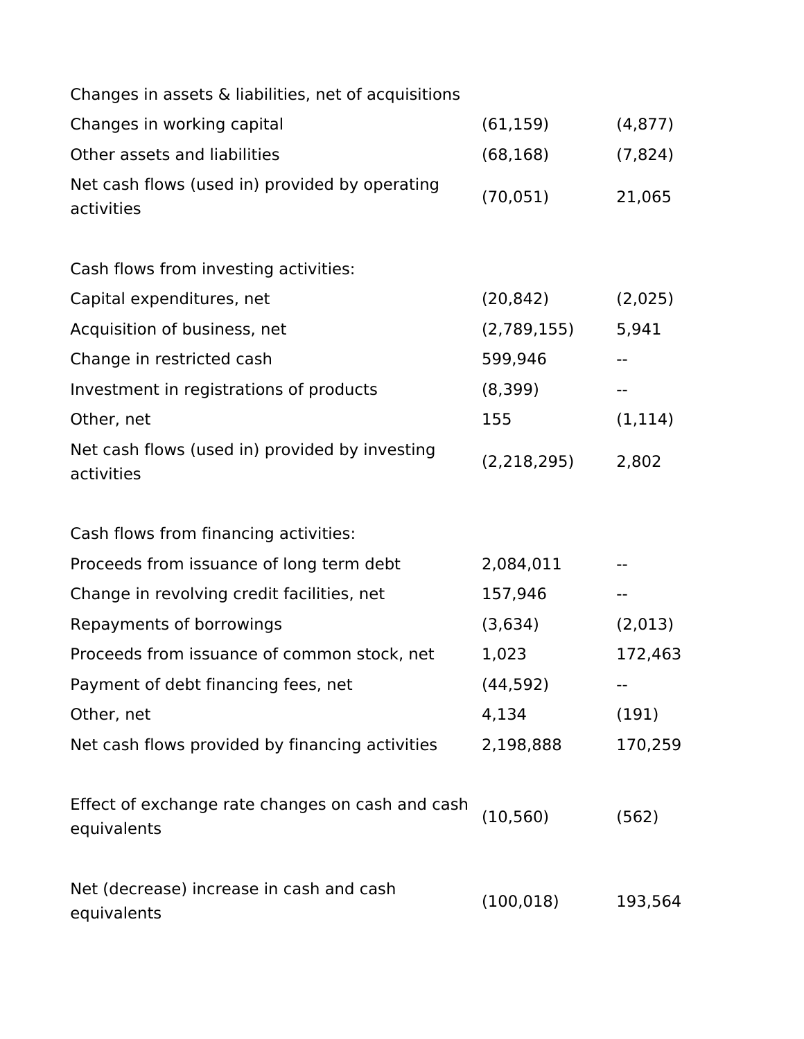| | | |
|---|---|---|
| Changes in assets & liabilities, net of acquisitions | | |
| Changes in working capital | (61,159) | (4,877) |
| Other assets and liabilities | (68,168) | (7,824) |
| Net cash flows (used in) provided by operating activities | (70,051) | 21,065 |
| | | |
| Cash flows from investing activities: | | |
| Capital expenditures, net | (20,842) | (2,025) |
| Acquisition of business, net | (2,789,155) | 5,941 |
| Change in restricted cash | 599,946 | -- |
| Investment in registrations of products | (8,399) | -- |
| Other, net | 155 | (1,114) |
| Net cash flows (used in) provided by investing activities | (2,218,295) | 2,802 |
| | | |
| Cash flows from financing activities: | | |
| Proceeds from issuance of long term debt | 2,084,011 | -- |
| Change in revolving credit facilities, net | 157,946 | -- |
| Repayments of borrowings | (3,634) | (2,013) |
| Proceeds from issuance of common stock, net | 1,023 | 172,463 |
| Payment of debt financing fees, net | (44,592) | -- |
| Other, net | 4,134 | (191) |
| Net cash flows provided by financing activities | 2,198,888 | 170,259 |
| | | |
| Effect of exchange rate changes on cash and cash equivalents | (10,560) | (562) |
| | | |
| Net (decrease) increase in cash and cash equivalents | (100,018) | 193,564 |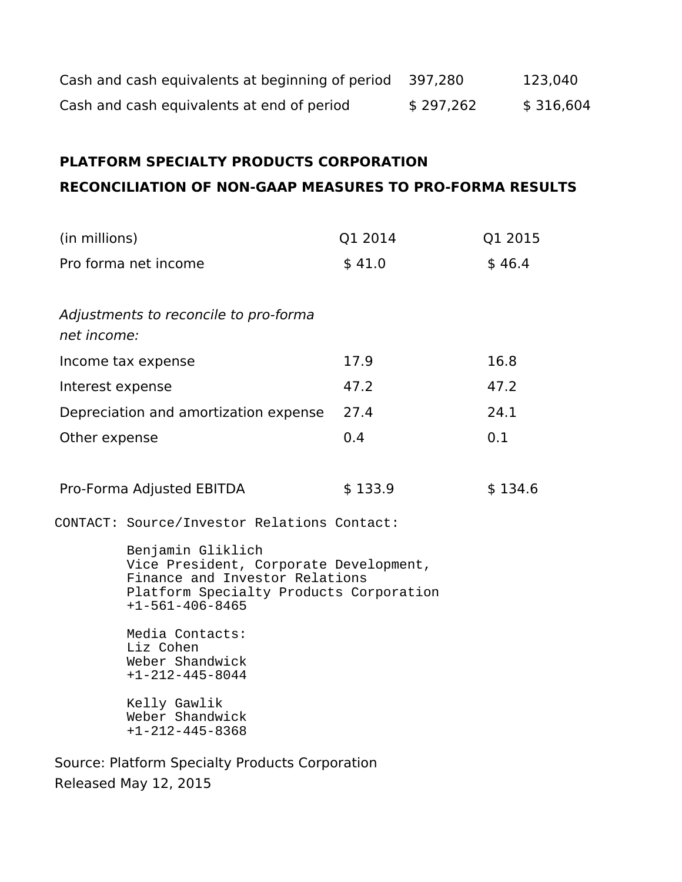| | | |
|---|---|---|
| Cash and cash equivalents at beginning of period | 397,280 | 123,040 |
| Cash and cash equivalents at end of period | $ 297,262 | $ 316,604 |

**PLATFORM SPECIALTY PRODUCTS CORPORATION**

**RECONCILIATION OF NON-GAAP MEASURES TO PRO-FORMA RESULTS**

| (in millions) | Q1 2014 | Q1 2015 |
|---|---|---|
| Pro forma net income | $ 41.0 | $ 46.4 |
| | | |
| *Adjustments to reconcile to pro-forma net income:* | | |
| Income tax expense | 17.9 | 16.8 |
| Interest expense | 47.2 | 47.2 |
| Depreciation and amortization expense | 27.4 | 24.1 |
| Other expense | 0.4 | 0.1 |
| | | |
| Pro-Forma Adjusted EBITDA | $ 133.9 | $ 134.6 |

```
CONTACT: Source/Investor Relations Contact:

         Benjamin Gliklich
         Vice President, Corporate Development,
         Finance and Investor Relations
         Platform Specialty Products Corporation
         +1-561-406-8465

         Media Contacts:
         Liz Cohen
         Weber Shandwick
         +1-212-445-8044

         Kelly Gawlik
         Weber Shandwick
         +1-212-445-8368
```

Source: Platform Specialty Products Corporation

Released May 12, 2015